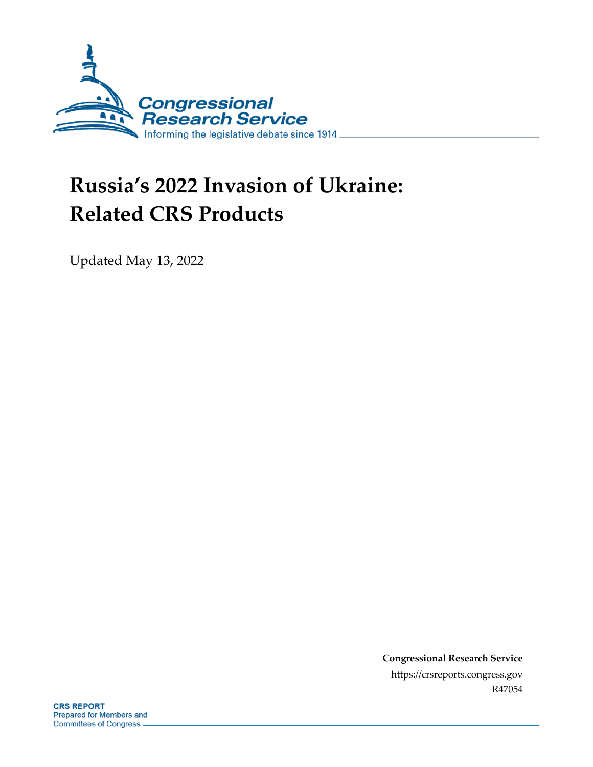Congressional Research Service

Informing the legislative debate since 1914

# Russia's 2022 Invasion of Ukraine: Related CRS Products

Updated May 13, 2022

**Congressional Research Service**

https://crsreports.congress.gov

R47054

**CRS REPORT**
Prepared for Members and Committees of Congress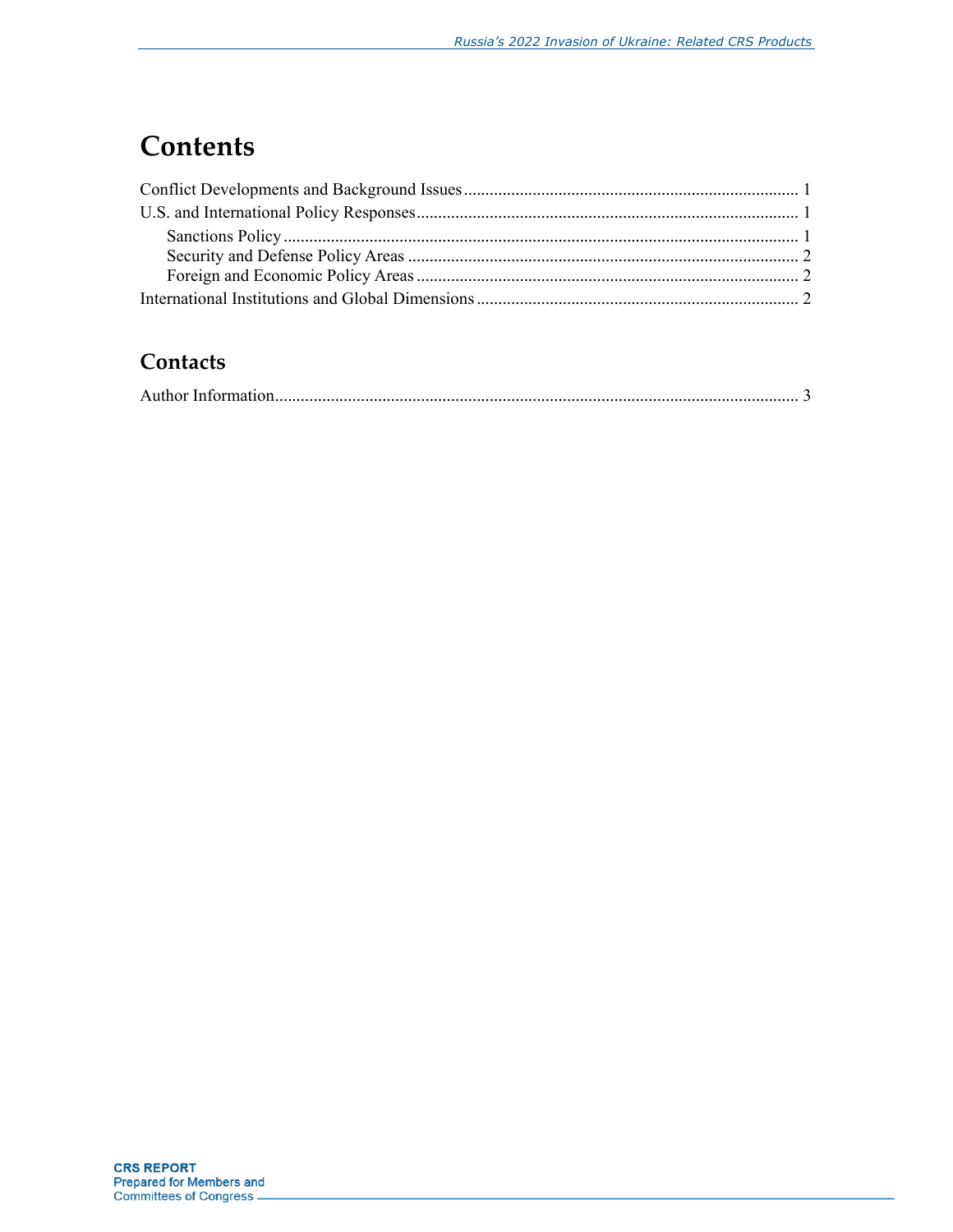# Contents

Conflict Developments and Background Issues ............................................................................. 1

U.S. and International Policy Responses ........................................................................................ 1

Sanctions Policy ....................................................................................................................... 1

Security and Defense Policy Areas .......................................................................................... 2

Foreign and Economic Policy Areas ........................................................................................ 2

International Institutions and Global Dimensions .......................................................................... 2

## Contacts

Author Information .......................................................................................................................... 3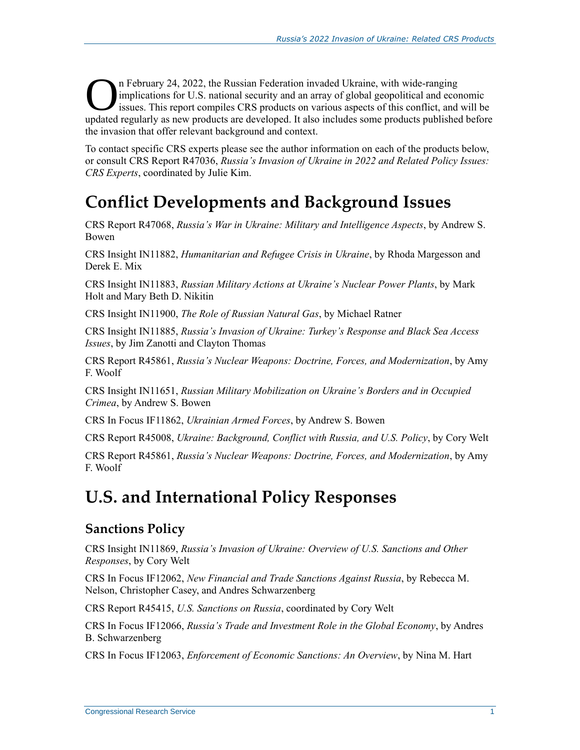On February 24, 2022, the Russian Federation invaded Ukraine, with wide-ranging implications for U.S. national security and an array of global geopolitical and economic issues. This report compiles CRS products on various aspects of this conflict, and will be updated regularly as new products are developed. It also includes some products published before the invasion that offer relevant background and context.

To contact specific CRS experts please see the author information on each of the products below, or consult CRS Report R47036, *Russia's Invasion of Ukraine in 2022 and Related Policy Issues: CRS Experts*, coordinated by Julie Kim.

# Conflict Developments and Background Issues

CRS Report R47068, *Russia's War in Ukraine: Military and Intelligence Aspects*, by Andrew S. Bowen

CRS Insight IN11882, *Humanitarian and Refugee Crisis in Ukraine*, by Rhoda Margesson and Derek E. Mix

CRS Insight IN11883, *Russian Military Actions at Ukraine's Nuclear Power Plants*, by Mark Holt and Mary Beth D. Nikitin

CRS Insight IN11900, *The Role of Russian Natural Gas*, by Michael Ratner

CRS Insight IN11885, *Russia's Invasion of Ukraine: Turkey's Response and Black Sea Access Issues*, by Jim Zanotti and Clayton Thomas

CRS Report R45861, *Russia's Nuclear Weapons: Doctrine, Forces, and Modernization*, by Amy F. Woolf

CRS Insight IN11651, *Russian Military Mobilization on Ukraine's Borders and in Occupied Crimea*, by Andrew S. Bowen

CRS In Focus IF11862, *Ukrainian Armed Forces*, by Andrew S. Bowen

CRS Report R45008, *Ukraine: Background, Conflict with Russia, and U.S. Policy*, by Cory Welt

CRS Report R45861, *Russia's Nuclear Weapons: Doctrine, Forces, and Modernization*, by Amy F. Woolf

# U.S. and International Policy Responses

## Sanctions Policy

CRS Insight IN11869, *Russia's Invasion of Ukraine: Overview of U.S. Sanctions and Other Responses*, by Cory Welt

CRS In Focus IF12062, *New Financial and Trade Sanctions Against Russia*, by Rebecca M. Nelson, Christopher Casey, and Andres Schwarzenberg

CRS Report R45415, *U.S. Sanctions on Russia*, coordinated by Cory Welt

CRS In Focus IF12066, *Russia's Trade and Investment Role in the Global Economy*, by Andres B. Schwarzenberg

CRS In Focus IF12063, *Enforcement of Economic Sanctions: An Overview*, by Nina M. Hart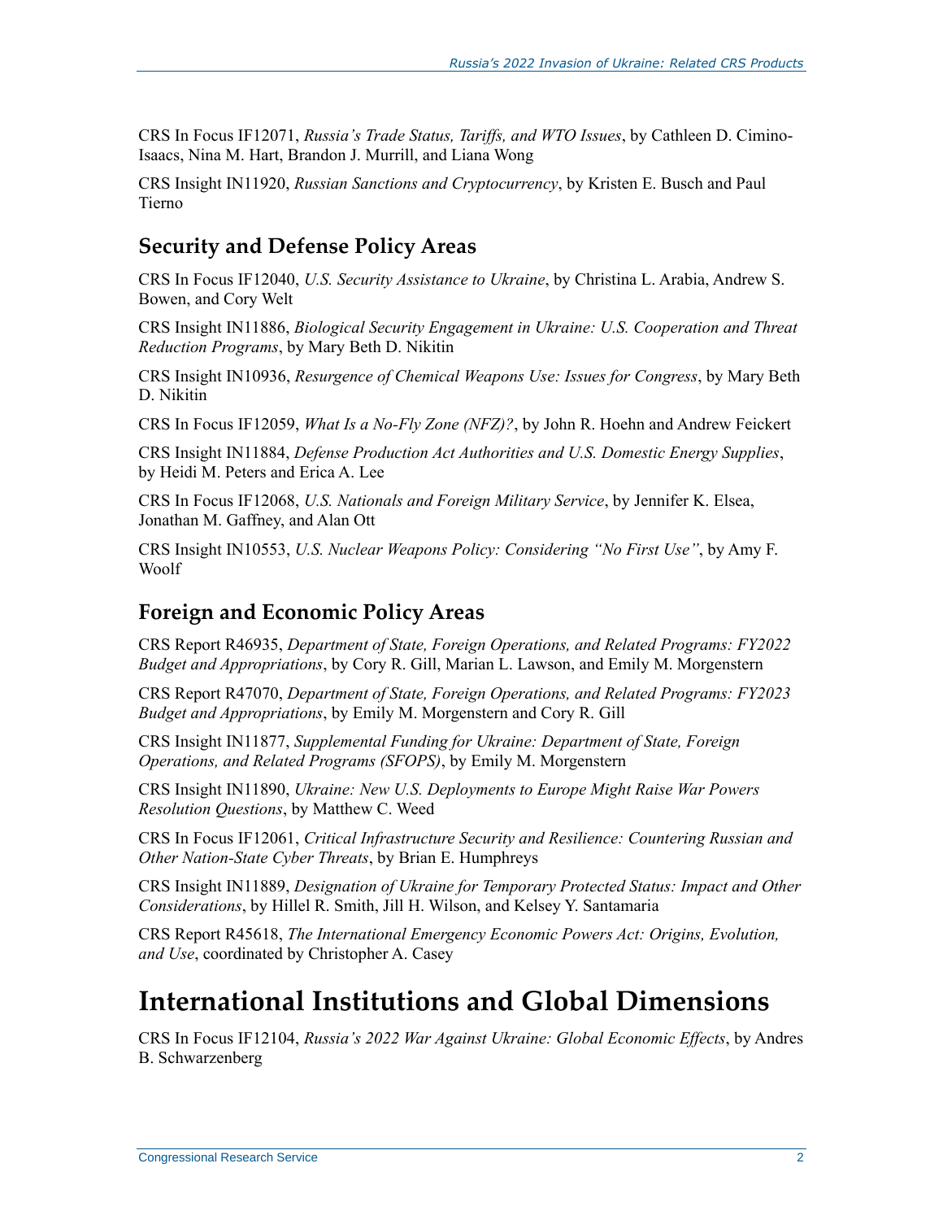CRS In Focus IF12071, *Russia's Trade Status, Tariffs, and WTO Issues*, by Cathleen D. Cimino-Isaacs, Nina M. Hart, Brandon J. Murrill, and Liana Wong

CRS Insight IN11920, *Russian Sanctions and Cryptocurrency*, by Kristen E. Busch and Paul Tierno

## Security and Defense Policy Areas

CRS In Focus IF12040, *U.S. Security Assistance to Ukraine*, by Christina L. Arabia, Andrew S. Bowen, and Cory Welt

CRS Insight IN11886, *Biological Security Engagement in Ukraine: U.S. Cooperation and Threat Reduction Programs*, by Mary Beth D. Nikitin

CRS Insight IN10936, *Resurgence of Chemical Weapons Use: Issues for Congress*, by Mary Beth D. Nikitin

CRS In Focus IF12059, *What Is a No-Fly Zone (NFZ)?*, by John R. Hoehn and Andrew Feickert

CRS Insight IN11884, *Defense Production Act Authorities and U.S. Domestic Energy Supplies*, by Heidi M. Peters and Erica A. Lee

CRS In Focus IF12068, *U.S. Nationals and Foreign Military Service*, by Jennifer K. Elsea, Jonathan M. Gaffney, and Alan Ott

CRS Insight IN10553, *U.S. Nuclear Weapons Policy: Considering "No First Use"*, by Amy F. Woolf

## Foreign and Economic Policy Areas

CRS Report R46935, *Department of State, Foreign Operations, and Related Programs: FY2022 Budget and Appropriations*, by Cory R. Gill, Marian L. Lawson, and Emily M. Morgenstern

CRS Report R47070, *Department of State, Foreign Operations, and Related Programs: FY2023 Budget and Appropriations*, by Emily M. Morgenstern and Cory R. Gill

CRS Insight IN11877, *Supplemental Funding for Ukraine: Department of State, Foreign Operations, and Related Programs (SFOPS)*, by Emily M. Morgenstern

CRS Insight IN11890, *Ukraine: New U.S. Deployments to Europe Might Raise War Powers Resolution Questions*, by Matthew C. Weed

CRS In Focus IF12061, *Critical Infrastructure Security and Resilience: Countering Russian and Other Nation-State Cyber Threats*, by Brian E. Humphreys

CRS Insight IN11889, *Designation of Ukraine for Temporary Protected Status: Impact and Other Considerations*, by Hillel R. Smith, Jill H. Wilson, and Kelsey Y. Santamaria

CRS Report R45618, *The International Emergency Economic Powers Act: Origins, Evolution, and Use*, coordinated by Christopher A. Casey

# International Institutions and Global Dimensions

CRS In Focus IF12104, *Russia's 2022 War Against Ukraine: Global Economic Effects*, by Andres B. Schwarzenberg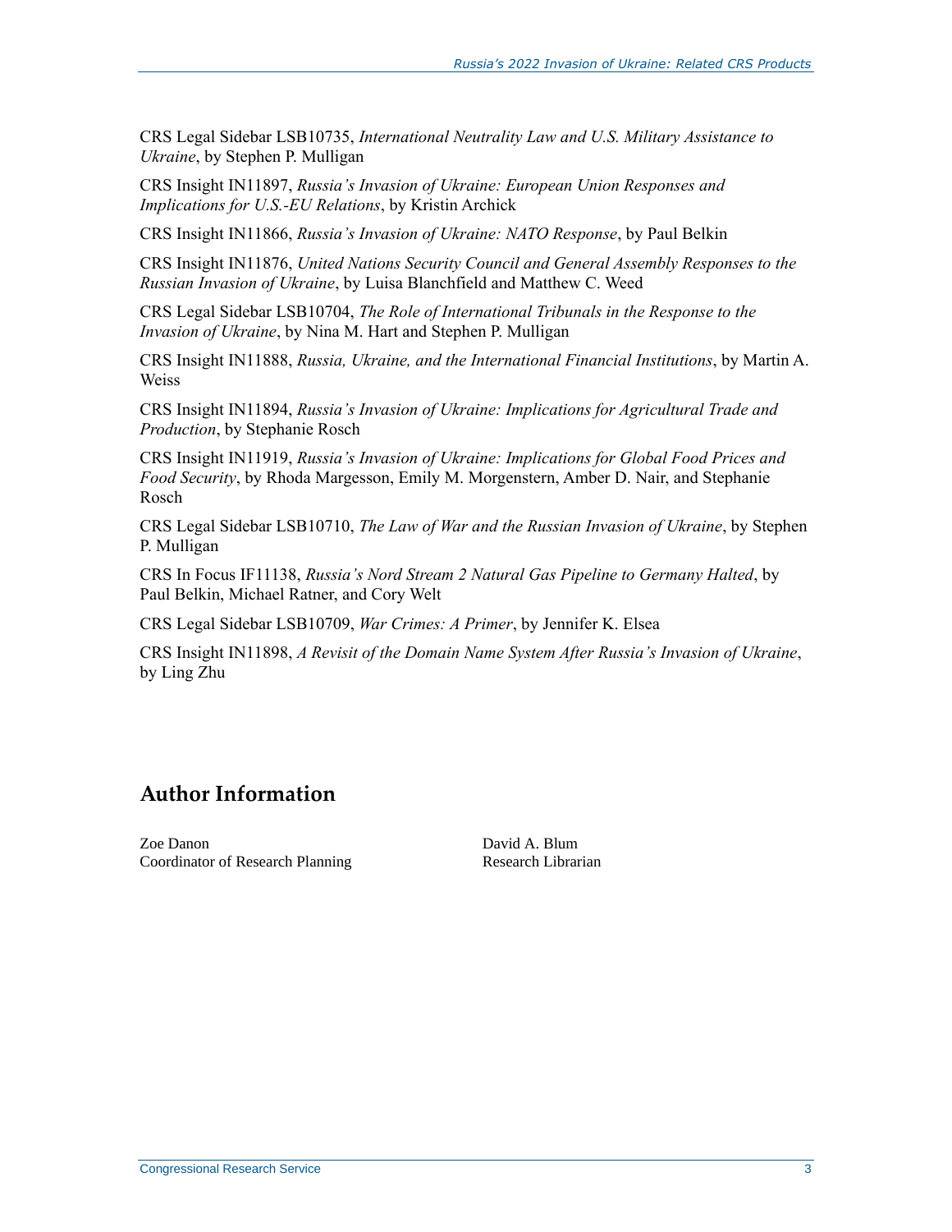CRS Legal Sidebar LSB10735, *International Neutrality Law and U.S. Military Assistance to Ukraine*, by Stephen P. Mulligan

CRS Insight IN11897, *Russia's Invasion of Ukraine: European Union Responses and Implications for U.S.-EU Relations*, by Kristin Archick

CRS Insight IN11866, *Russia's Invasion of Ukraine: NATO Response*, by Paul Belkin

CRS Insight IN11876, *United Nations Security Council and General Assembly Responses to the Russian Invasion of Ukraine*, by Luisa Blanchfield and Matthew C. Weed

CRS Legal Sidebar LSB10704, *The Role of International Tribunals in the Response to the Invasion of Ukraine*, by Nina M. Hart and Stephen P. Mulligan

CRS Insight IN11888, *Russia, Ukraine, and the International Financial Institutions*, by Martin A. Weiss

CRS Insight IN11894, *Russia's Invasion of Ukraine: Implications for Agricultural Trade and Production*, by Stephanie Rosch

CRS Insight IN11919, *Russia's Invasion of Ukraine: Implications for Global Food Prices and Food Security*, by Rhoda Margesson, Emily M. Morgenstern, Amber D. Nair, and Stephanie Rosch

CRS Legal Sidebar LSB10710, *The Law of War and the Russian Invasion of Ukraine*, by Stephen P. Mulligan

CRS In Focus IF11138, *Russia's Nord Stream 2 Natural Gas Pipeline to Germany Halted*, by Paul Belkin, Michael Ratner, and Cory Welt

CRS Legal Sidebar LSB10709, *War Crimes: A Primer*, by Jennifer K. Elsea

CRS Insight IN11898, *A Revisit of the Domain Name System After Russia's Invasion of Ukraine*, by Ling Zhu

## Author Information

Zoe Danon
Coordinator of Research Planning

David A. Blum
Research Librarian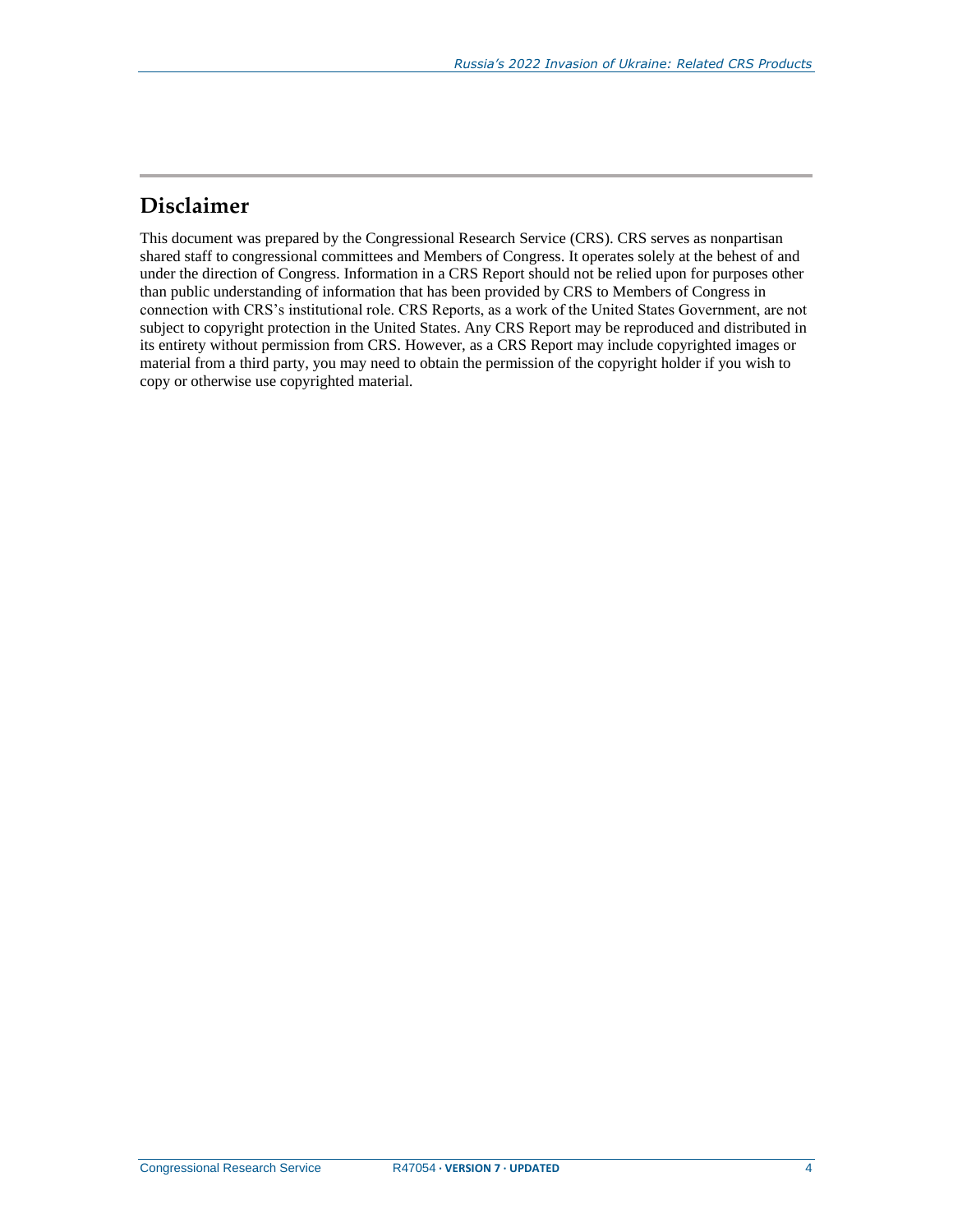## Disclaimer

This document was prepared by the Congressional Research Service (CRS). CRS serves as nonpartisan shared staff to congressional committees and Members of Congress. It operates solely at the behest of and under the direction of Congress. Information in a CRS Report should not be relied upon for purposes other than public understanding of information that has been provided by CRS to Members of Congress in connection with CRS's institutional role. CRS Reports, as a work of the United States Government, are not subject to copyright protection in the United States. Any CRS Report may be reproduced and distributed in its entirety without permission from CRS. However, as a CRS Report may include copyrighted images or material from a third party, you may need to obtain the permission of the copyright holder if you wish to copy or otherwise use copyrighted material.